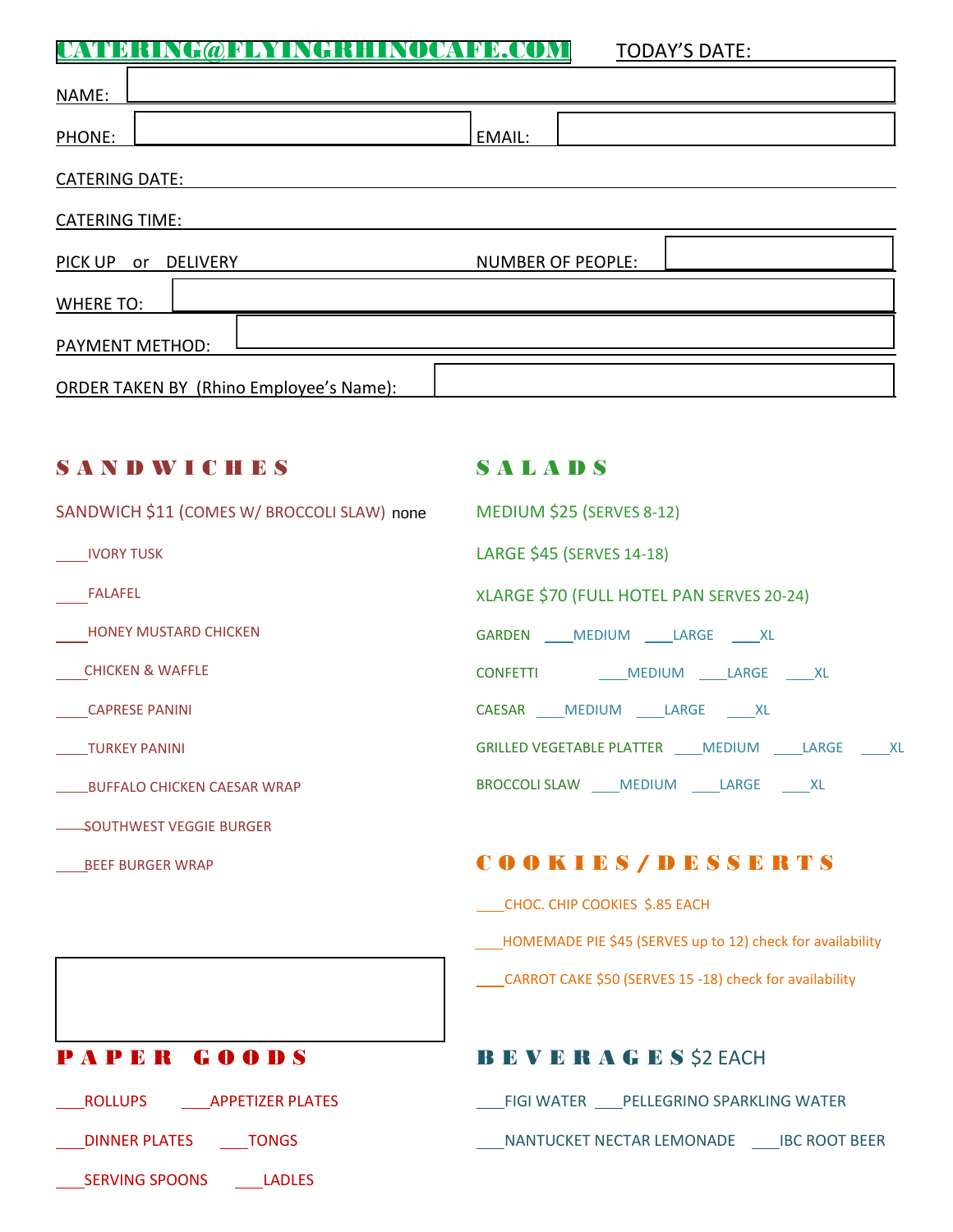CATERING@FLYINGRHINOCAFE.COM TODAY'S DATE: ____________

NAME: ____________

PHONE: ____________ EMAIL: ____________

CATERING DATE: ____________

CATERING TIME: ____________

PICK UP or DELIVERY NUMBER OF PEOPLE: ____________

WHERE TO: ____________

PAYMENT METHOD: ____________

ORDER TAKEN BY (Rhino Employee's Name): ____________

## SANDWICHES

SANDWICH $11 (COMES W/ BROCCOLI SLAW) none

____IVORY TUSK

____FALAFEL

____HONEY MUSTARD CHICKEN

____CHICKEN & WAFFLE

____CAPRESE PANINI

____TURKEY PANINI

____BUFFALO CHICKEN CAESAR WRAP

____SOUTHWEST VEGGIE BURGER

____BEEF BURGER WRAP

## SALADS

MEDIUM $25 (SERVES 8-12)

LARGE $45 (SERVES 14-18)

XLARGE $70 (FULL HOTEL PAN SERVES 20-24)

GARDEN ____MEDIUM ____LARGE ____XL

CONFETTI ____MEDIUM ____LARGE ____XL

CAESAR ____MEDIUM ____LARGE ____XL

GRILLED VEGETABLE PLATTER ____MEDIUM ____LARGE ____XL

BROCCOLI SLAW ____MEDIUM ____LARGE ____XL

## COOKIES/DESSERTS

____CHOC. CHIP COOKIES $.85 EACH

____HOMEMADE PIE $45 (SERVES up to 12) check for availability

____CARROT CAKE $50 (SERVES 15 -18) check for availability

## PAPER GOODS

____ROLLUPS ____APPETIZER PLATES

____DINNER PLATES ____TONGS

____SERVING SPOONS ____LADLES

## BEVERAGES $2 EACH

____FIGI WATER ____PELLEGRINO SPARKLING WATER

____NANTUCKET NECTAR LEMONADE ____IBC ROOT BEER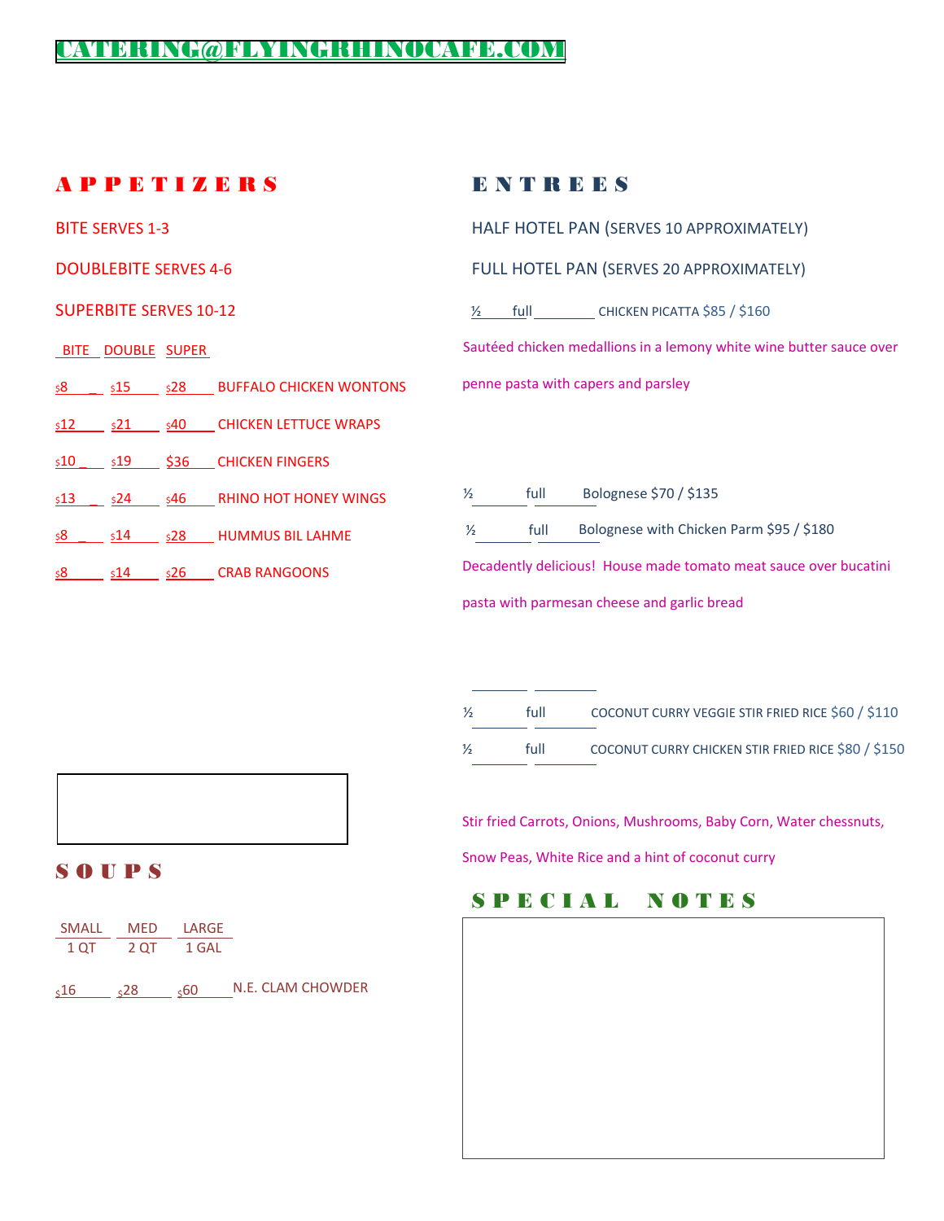CATERING@FLYINGRHINOCAFE.COM

## A P P E T I Z E R S

BITE SERVES 1-3

DOUBLEBITE SERVES 4-6

SUPERBITE SERVES 10-12

| BITE | DOUBLE | SUPER | |
|---|---|---|---|
| $8 | $15 | $28 | BUFFALO CHICKEN WONTONS |
| $12 | $21 | $40 | CHICKEN LETTUCE WRAPS |
| $10 | $19 | $36 | CHICKEN FINGERS |
| $13 | $24 | $46 | RHINO HOT HONEY WINGS |
| $8 | $14 | $28 | HUMMUS BIL LAHME |
| $8 | $14 | $26 | CRAB RANGOONS |

## S O U P S

| SMALL 1 QT | MED 2 QT | LARGE 1 GAL | |
|---|---|---|---|
| $16 | $28 | $60 | N.E. CLAM CHOWDER |

## E N T R E E S

HALF HOTEL PAN (SERVES 10 APPROXIMATELY)

FULL HOTEL PAN (SERVES 20 APPROXIMATELY)

½ ____ full ________ CHICKEN PICATTA $85 / $160

Sautéed chicken medallions in a lemony white wine butter sauce over penne pasta with capers and parsley

½ ________ full ________ Bolognese $70 / $135

½ ________ full ________ Bolognese with Chicken Parm $95 / $180

Decadently delicious! House made tomato meat sauce over bucatini pasta with parmesan cheese and garlic bread

½ ________ full ________ COCONUT CURRY VEGGIE STIR FRIED RICE $60 / $110

½ ________ full ________ COCONUT CURRY CHICKEN STIR FRIED RICE $80 / $150

Stir fried Carrots, Onions, Mushrooms, Baby Corn, Water chessnuts, Snow Peas, White Rice and a hint of coconut curry

## S P E C I A L N O T E S